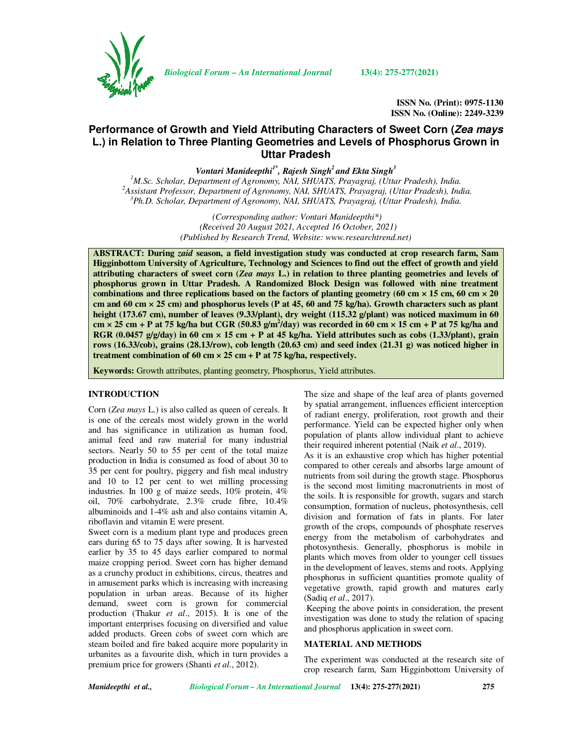ISSN No. (Print): 0975-1130
ISSN No. (Online): 2249-3239

# Performance of Growth and Yield Attributing Characters of Sweet Corn (*Zea mays* L.) in Relation to Three Planting Geometries and Levels of Phosphorus Grown in Uttar Pradesh

***Vontari Manideepthi[1*], Rajesh Singh[2] and Ekta Singh[3]***

[1]M.Sc. Scholar, Department of Agronomy, NAI, SHUATS, Prayagraj, (Uttar Pradesh), India.
[2]Assistant Professor, Department of Agronomy, NAI, SHUATS, Prayagraj, (Uttar Pradesh), India.
[3]Ph.D. Scholar, Department of Agronomy, NAI, SHUATS, Prayagraj, (Uttar Pradesh), India.

*(Corresponding author: Vontari Manideepthi\*)*
*(Received 20 August 2021, Accepted 16 October, 2021)*
*(Published by Research Trend, Website: www.researchtrend.net)*

**ABSTRACT: During *zaid* season, a field investigation study was conducted at crop research farm, Sam Higginbottom University of Agriculture, Technology and Sciences to find out the effect of growth and yield attributing characters of sweet corn (*Zea mays* L.) in relation to three planting geometries and levels of phosphorus grown in Uttar Pradesh. A Randomized Block Design was followed with nine treatment combinations and three replications based on the factors of planting geometry (60 cm × 15 cm, 60 cm × 20 cm and 60 cm × 25 cm) and phosphorus levels (P at 45, 60 and 75 kg/ha). Growth characters such as plant height (173.67 cm), number of leaves (9.33/plant), dry weight (115.32 g/plant) was noticed maximum in 60 cm × 25 cm + P at 75 kg/ha but CGR (50.83 g/m$^2$/day) was recorded in 60 cm × 15 cm + P at 75 kg/ha and RGR (0.0457 g/g/day) in 60 cm × 15 cm + P at 45 kg/ha. Yield attributes such as cobs (1.33/plant), grain rows (16.33/cob), grains (28.13/row), cob length (20.63 cm) and seed index (21.31 g) was noticed higher in treatment combination of 60 cm × 25 cm + P at 75 kg/ha, respectively.**

**Keywords:** Growth attributes, planting geometry, Phosphorus, Yield attributes.

## INTRODUCTION

Corn (*Zea mays* L.) is also called as queen of cereals. It is one of the cereals most widely grown in the world and has significance in utilization as human food, animal feed and raw material for many industrial sectors. Nearly 50 to 55 per cent of the total maize production in India is consumed as food of about 30 to 35 per cent for poultry, piggery and fish meal industry and 10 to 12 per cent to wet milling processing industries. In 100 g of maize seeds, 10% protein, 4% oil, 70% carbohydrate, 2.3% crude fibre, 10.4% albuminoids and 1-4% ash and also contains vitamin A, riboflavin and vitamin E were present.

Sweet corn is a medium plant type and produces green ears during 65 to 75 days after sowing. It is harvested earlier by 35 to 45 days earlier compared to normal maize cropping period. Sweet corn has higher demand as a crunchy product in exhibitions, circus, theatres and in amusement parks which is increasing with increasing population in urban areas. Because of its higher demand, sweet corn is grown for commercial production (Thakur *et al*., 2015). It is one of the important enterprises focusing on diversified and value added products. Green cobs of sweet corn which are steam boiled and fire baked acquire more popularity in urbanites as a favourite dish, which in turn provides a premium price for growers (Shanti *et al*., 2012).

The size and shape of the leaf area of plants governed by spatial arrangement, influences efficient interception of radiant energy, proliferation, root growth and their performance. Yield can be expected higher only when population of plants allow individual plant to achieve their required inherent potential (Naik *et al*., 2019).

As it is an exhaustive crop which has higher potential compared to other cereals and absorbs large amount of nutrients from soil during the growth stage. Phosphorus is the second most limiting macronutrients in most of the soils. It is responsible for growth, sugars and starch consumption, formation of nucleus, photosynthesis, cell division and formation of fats in plants. For later growth of the crops, compounds of phosphate reserves energy from the metabolism of carbohydrates and photosynthesis. Generally, phosphorus is mobile in plants which moves from older to younger cell tissues in the development of leaves, stems and roots. Applying phosphorus in sufficient quantities promote quality of vegetative growth, rapid growth and matures early (Sadiq *et al*., 2017).

Keeping the above points in consideration, the present investigation was done to study the relation of spacing and phosphorus application in sweet corn.

## MATERIAL AND METHODS

The experiment was conducted at the research site of crop research farm, Sam Higginbottom University of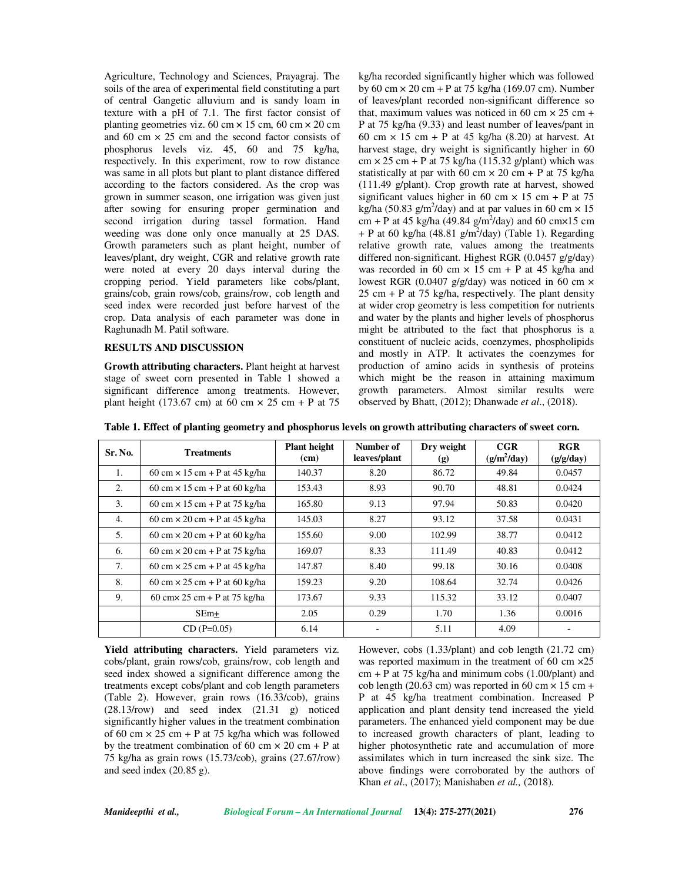Agriculture, Technology and Sciences, Prayagraj. The soils of the area of experimental field constituting a part of central Gangetic alluvium and is sandy loam in texture with a pH of 7.1. The first factor consist of planting geometries viz. 60 cm × 15 cm, 60 cm × 20 cm and 60 cm × 25 cm and the second factor consists of phosphorus levels viz. 45, 60 and 75 kg/ha, respectively. In this experiment, row to row distance was same in all plots but plant to plant distance differed according to the factors considered. As the crop was grown in summer season, one irrigation was given just after sowing for ensuring proper germination and second irrigation during tassel formation. Hand weeding was done only once manually at 25 DAS. Growth parameters such as plant height, number of leaves/plant, dry weight, CGR and relative growth rate were noted at every 20 days interval during the cropping period. Yield parameters like cobs/plant, grains/cob, grain rows/cob, grains/row, cob length and seed index were recorded just before harvest of the crop. Data analysis of each parameter was done in Raghunadh M. Patil software.

## RESULTS AND DISCUSSION

**Growth attributing characters.** Plant height at harvest stage of sweet corn presented in Table 1 showed a significant difference among treatments. However, plant height (173.67 cm) at 60 cm × 25 cm + P at 75 kg/ha recorded significantly higher which was followed by 60 cm × 20 cm + P at 75 kg/ha (169.07 cm). Number of leaves/plant recorded non-significant difference so that, maximum values was noticed in 60 cm × 25 cm + P at 75 kg/ha (9.33) and least number of leaves/pant in 60 cm × 15 cm + P at 45 kg/ha (8.20) at harvest. At harvest stage, dry weight is significantly higher in 60 cm × 25 cm + P at 75 kg/ha (115.32 g/plant) which was statistically at par with 60 cm × 20 cm + P at 75 kg/ha (111.49 g/plant). Crop growth rate at harvest, showed significant values higher in 60 cm × 15 cm + P at 75 kg/ha (50.83 g/m$^2$/day) and at par values in 60 cm × 15 cm + P at 45 kg/ha (49.84 g/m$^2$/day) and 60 cm×15 cm + P at 60 kg/ha (48.81 g/m$^2$/day) (Table 1). Regarding relative growth rate, values among the treatments differed non-significant. Highest RGR (0.0457 g/g/day) was recorded in 60 cm × 15 cm + P at 45 kg/ha and lowest RGR (0.0407 g/g/day) was noticed in 60 cm × 25 cm + P at 75 kg/ha, respectively. The plant density at wider crop geometry is less competition for nutrients and water by the plants and higher levels of phosphorus might be attributed to the fact that phosphorus is a constituent of nucleic acids, coenzymes, phospholipids and mostly in ATP. It activates the coenzymes for production of amino acids in synthesis of proteins which might be the reason in attaining maximum growth parameters. Almost similar results were observed by Bhatt, (2012); Dhanwade *et al*., (2018).

**Table 1. Effect of planting geometry and phosphorus levels on growth attributing characters of sweet corn.**

| Sr. No. | Treatments | Plant height (cm) | Number of leaves/plant | Dry weight (g) | CGR (g/m$^2$/day) | RGR (g/g/day) |
|---|---|---|---|---|---|---|
| 1. | 60 cm × 15 cm + P at 45 kg/ha | 140.37 | 8.20 | 86.72 | 49.84 | 0.0457 |
| 2. | 60 cm × 15 cm + P at 60 kg/ha | 153.43 | 8.93 | 90.70 | 48.81 | 0.0424 |
| 3. | 60 cm × 15 cm + P at 75 kg/ha | 165.80 | 9.13 | 97.94 | 50.83 | 0.0420 |
| 4. | 60 cm × 20 cm + P at 45 kg/ha | 145.03 | 8.27 | 93.12 | 37.58 | 0.0431 |
| 5. | 60 cm × 20 cm + P at 60 kg/ha | 155.60 | 9.00 | 102.99 | 38.77 | 0.0412 |
| 6. | 60 cm × 20 cm + P at 75 kg/ha | 169.07 | 8.33 | 111.49 | 40.83 | 0.0412 |
| 7. | 60 cm × 25 cm + P at 45 kg/ha | 147.87 | 8.40 | 99.18 | 30.16 | 0.0408 |
| 8. | 60 cm × 25 cm + P at 60 kg/ha | 159.23 | 9.20 | 108.64 | 32.74 | 0.0426 |
| 9. | 60 cm× 25 cm + P at 75 kg/ha | 173.67 | 9.33 | 115.32 | 33.12 | 0.0407 |
| | SEm± | 2.05 | 0.29 | 1.70 | 1.36 | 0.0016 |
| | CD (P=0.05) | 6.14 | - | 5.11 | 4.09 | - |

**Yield attributing characters.** Yield parameters viz. cobs/plant, grain rows/cob, grains/row, cob length and seed index showed a significant difference among the treatments except cobs/plant and cob length parameters (Table 2). However, grain rows (16.33/cob), grains (28.13/row) and seed index (21.31 g) noticed significantly higher values in the treatment combination of 60 cm × 25 cm + P at 75 kg/ha which was followed by the treatment combination of 60 cm × 20 cm + P at 75 kg/ha as grain rows (15.73/cob), grains (27.67/row) and seed index (20.85 g). However, cobs (1.33/plant) and cob length (21.72 cm) was reported maximum in the treatment of 60 cm ×25 cm + P at 75 kg/ha and minimum cobs (1.00/plant) and cob length (20.63 cm) was reported in 60 cm × 15 cm + P at 45 kg/ha treatment combination. Increased P application and plant density tend increased the yield parameters. The enhanced yield component may be due to increased growth characters of plant, leading to higher photosynthetic rate and accumulation of more assimilates which in turn increased the sink size. The above findings were corroborated by the authors of Khan *et al*., (2017); Manishaben *et al.,* (2018).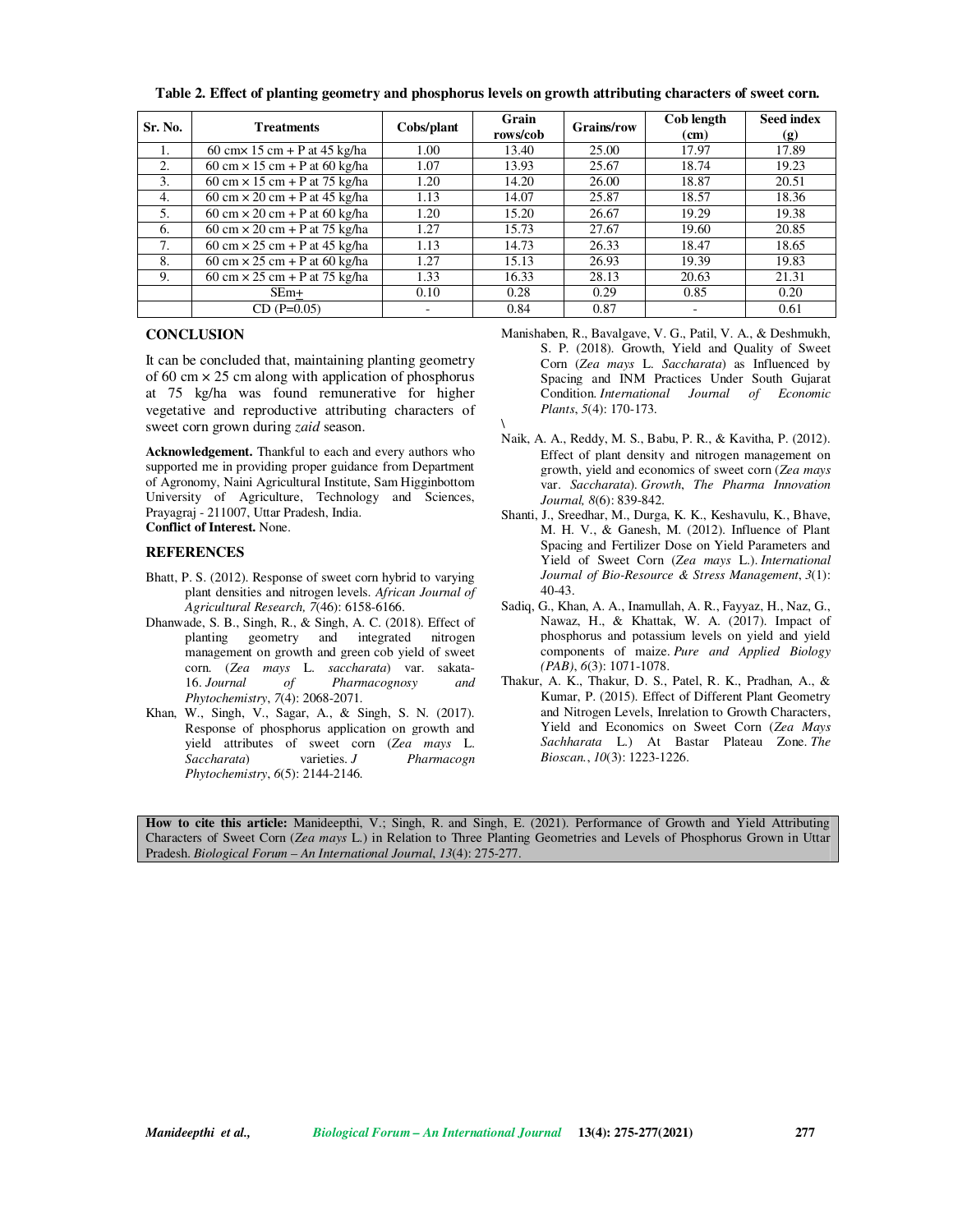**Table 2. Effect of planting geometry and phosphorus levels on growth attributing characters of sweet corn.**

| Sr. No. | Treatments | Cobs/plant | Grain rows/cob | Grains/row | Cob length (cm) | Seed index (g) |
|---|---|---|---|---|---|---|
| 1. | 60 cm× 15 cm + P at 45 kg/ha | 1.00 | 13.40 | 25.00 | 17.97 | 17.89 |
| 2. | 60 cm × 15 cm + P at 60 kg/ha | 1.07 | 13.93 | 25.67 | 18.74 | 19.23 |
| 3. | 60 cm × 15 cm + P at 75 kg/ha | 1.20 | 14.20 | 26.00 | 18.87 | 20.51 |
| 4. | 60 cm × 20 cm + P at 45 kg/ha | 1.13 | 14.07 | 25.87 | 18.57 | 18.36 |
| 5. | 60 cm × 20 cm + P at 60 kg/ha | 1.20 | 15.20 | 26.67 | 19.29 | 19.38 |
| 6. | 60 cm × 20 cm + P at 75 kg/ha | 1.27 | 15.73 | 27.67 | 19.60 | 20.85 |
| 7. | 60 cm × 25 cm + P at 45 kg/ha | 1.13 | 14.73 | 26.33 | 18.47 | 18.65 |
| 8. | 60 cm × 25 cm + P at 60 kg/ha | 1.27 | 15.13 | 26.93 | 19.39 | 19.83 |
| 9. | 60 cm × 25 cm + P at 75 kg/ha | 1.33 | 16.33 | 28.13 | 20.63 | 21.31 |
| | SEm± | 0.10 | 0.28 | 0.29 | 0.85 | 0.20 |
| | CD (P=0.05) | - | 0.84 | 0.87 | - | 0.61 |

## CONCLUSION

It can be concluded that, maintaining planting geometry of 60 cm × 25 cm along with application of phosphorus at 75 kg/ha was found remunerative for higher vegetative and reproductive attributing characters of sweet corn grown during *zaid* season.

**Acknowledgement.** Thankful to each and every authors who supported me in providing proper guidance from Department of Agronomy, Naini Agricultural Institute, Sam Higginbottom University of Agriculture, Technology and Sciences, Prayagraj - 211007, Uttar Pradesh, India.
**Conflict of Interest.** None.

## REFERENCES

Bhatt, P. S. (2012). Response of sweet corn hybrid to varying plant densities and nitrogen levels. *African Journal of Agricultural Research, 7*(46): 6158-6166.

Dhanwade, S. B., Singh, R., & Singh, A. C. (2018). Effect of planting geometry and integrated nitrogen management on growth and green cob yield of sweet corn. (*Zea mays* L. *saccharata*) var. sakata-16. *Journal of Pharmacognosy and Phytochemistry*, *7*(4): 2068-2071.

Khan, W., Singh, V., Sagar, A., & Singh, S. N. (2017). Response of phosphorus application on growth and yield attributes of sweet corn (*Zea mays* L. *Saccharata*) varieties. *J Pharmacogn Phytochemistry*, *6*(5): 2144-2146.

Manishaben, R., Bavalgave, V. G., Patil, V. A., & Deshmukh, S. P. (2018). Growth, Yield and Quality of Sweet Corn (*Zea mays* L. *Saccharata*) as Influenced by Spacing and INM Practices Under South Gujarat Condition. *International Journal of Economic Plants*, *5*(4): 170-173.

\

Naik, A. A., Reddy, M. S., Babu, P. R., & Kavitha, P. (2012). Effect of plant density and nitrogen management on growth, yield and economics of sweet corn (*Zea mays* var. *Saccharata*). *Growth*, *The Pharma Innovation Journal, 8*(6): 839-842.

Shanti, J., Sreedhar, M., Durga, K. K., Keshavulu, K., Bhave, M. H. V., & Ganesh, M. (2012). Influence of Plant Spacing and Fertilizer Dose on Yield Parameters and Yield of Sweet Corn (*Zea mays* L.). *International Journal of Bio-Resource & Stress Management*, *3*(1): 40-43.

Sadiq, G., Khan, A. A., Inamullah, A. R., Fayyaz, H., Naz, G., Nawaz, H., & Khattak, W. A. (2017). Impact of phosphorus and potassium levels on yield and yield components of maize. *Pure and Applied Biology (PAB)*, *6*(3): 1071-1078.

Thakur, A. K., Thakur, D. S., Patel, R. K., Pradhan, A., & Kumar, P. (2015). Effect of Different Plant Geometry and Nitrogen Levels, Inrelation to Growth Characters, Yield and Economics on Sweet Corn (*Zea Mays Sachharata* L.) At Bastar Plateau Zone. *The Bioscan.*, *10*(3): 1223-1226.

**How to cite this article:** Manideepthi, V.; Singh, R. and Singh, E. (2021). Performance of Growth and Yield Attributing Characters of Sweet Corn (*Zea mays* L.) in Relation to Three Planting Geometries and Levels of Phosphorus Grown in Uttar Pradesh. *Biological Forum – An International Journal*, *13*(4): 275-277.